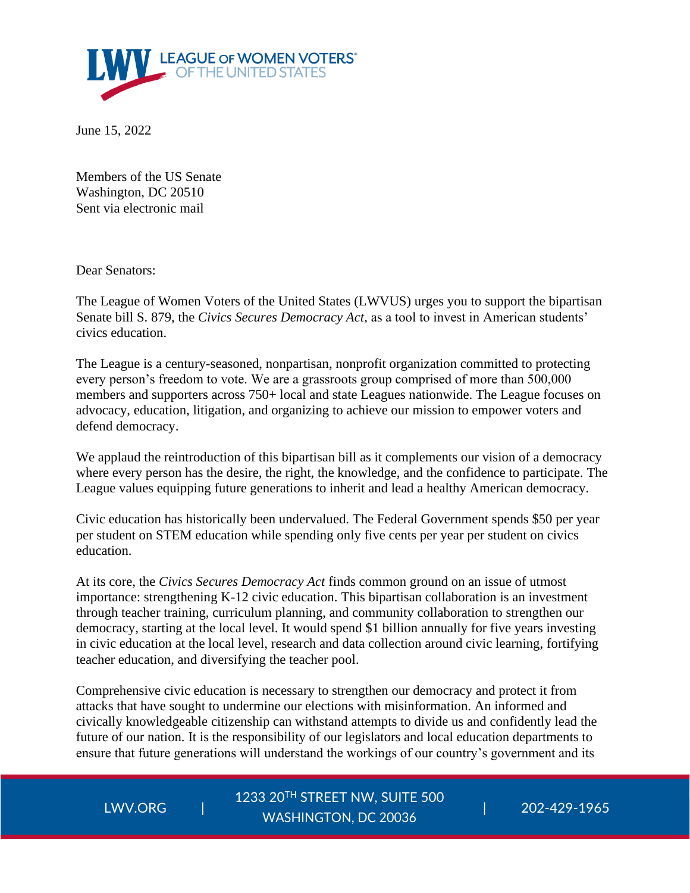June 15, 2022

Members of the US Senate
Washington, DC 20510
Sent via electronic mail

Dear Senators:

The League of Women Voters of the United States (LWVUS) urges you to support the bipartisan Senate bill S. 879, the *Civics Secures Democracy Act*, as a tool to invest in American students' civics education.

The League is a century-seasoned, nonpartisan, nonprofit organization committed to protecting every person's freedom to vote. We are a grassroots group comprised of more than 500,000 members and supporters across 750+ local and state Leagues nationwide. The League focuses on advocacy, education, litigation, and organizing to achieve our mission to empower voters and defend democracy.

We applaud the reintroduction of this bipartisan bill as it complements our vision of a democracy where every person has the desire, the right, the knowledge, and the confidence to participate. The League values equipping future generations to inherit and lead a healthy American democracy.

Civic education has historically been undervalued. The Federal Government spends $50 per year per student on STEM education while spending only five cents per year per student on civics education.

At its core, the *Civics Secures Democracy Act* finds common ground on an issue of utmost importance: strengthening K-12 civic education. This bipartisan collaboration is an investment through teacher training, curriculum planning, and community collaboration to strengthen our democracy, starting at the local level. It would spend $1 billion annually for five years investing in civic education at the local level, research and data collection around civic learning, fortifying teacher education, and diversifying the teacher pool.

Comprehensive civic education is necessary to strengthen our democracy and protect it from attacks that have sought to undermine our elections with misinformation. An informed and civically knowledgeable citizenship can withstand attempts to divide us and confidently lead the future of our nation. It is the responsibility of our legislators and local education departments to ensure that future generations will understand the workings of our country's government and its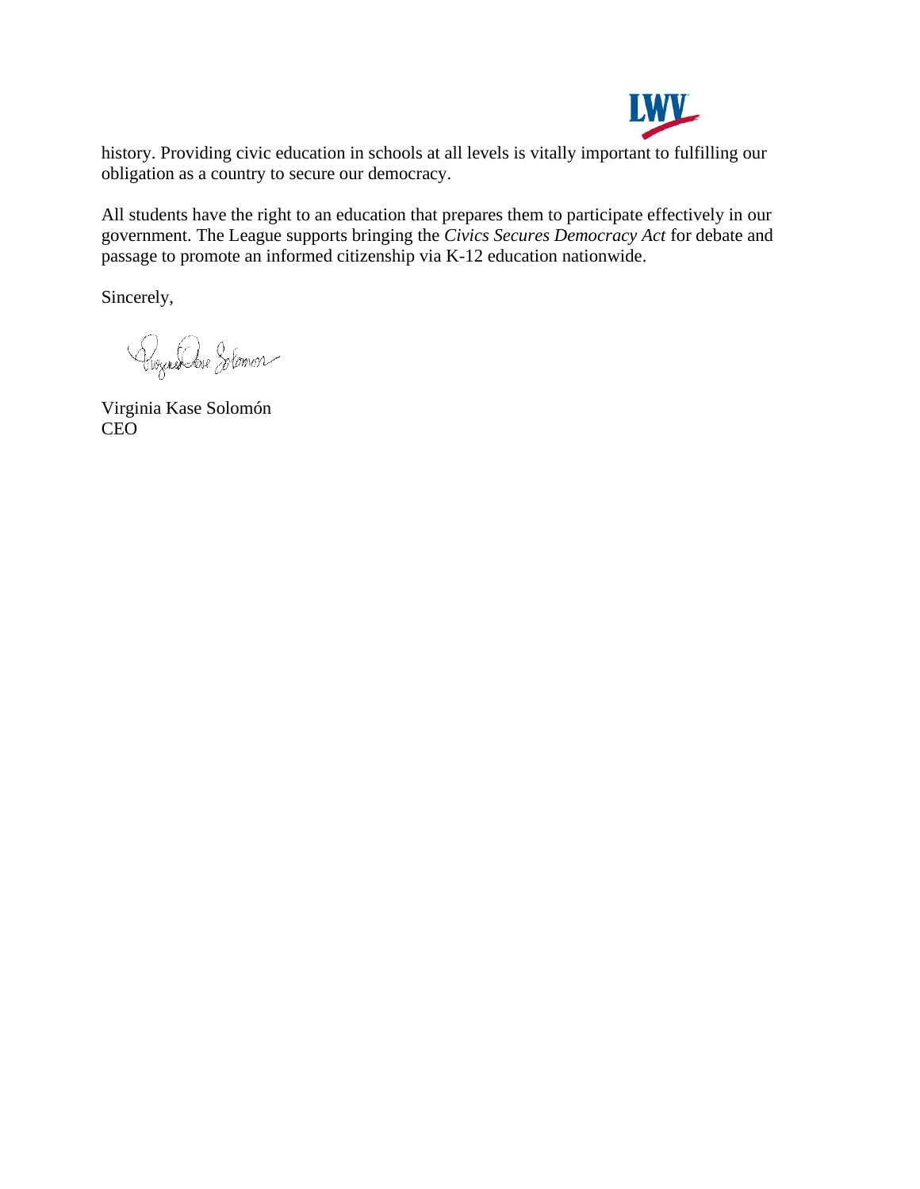history. Providing civic education in schools at all levels is vitally important to fulfilling our obligation as a country to secure our democracy.

All students have the right to an education that prepares them to participate effectively in our government. The League supports bringing the *Civics Secures Democracy Act* for debate and passage to promote an informed citizenship via K-12 education nationwide.

Sincerely,

Virginia Kase Solomón
CEO